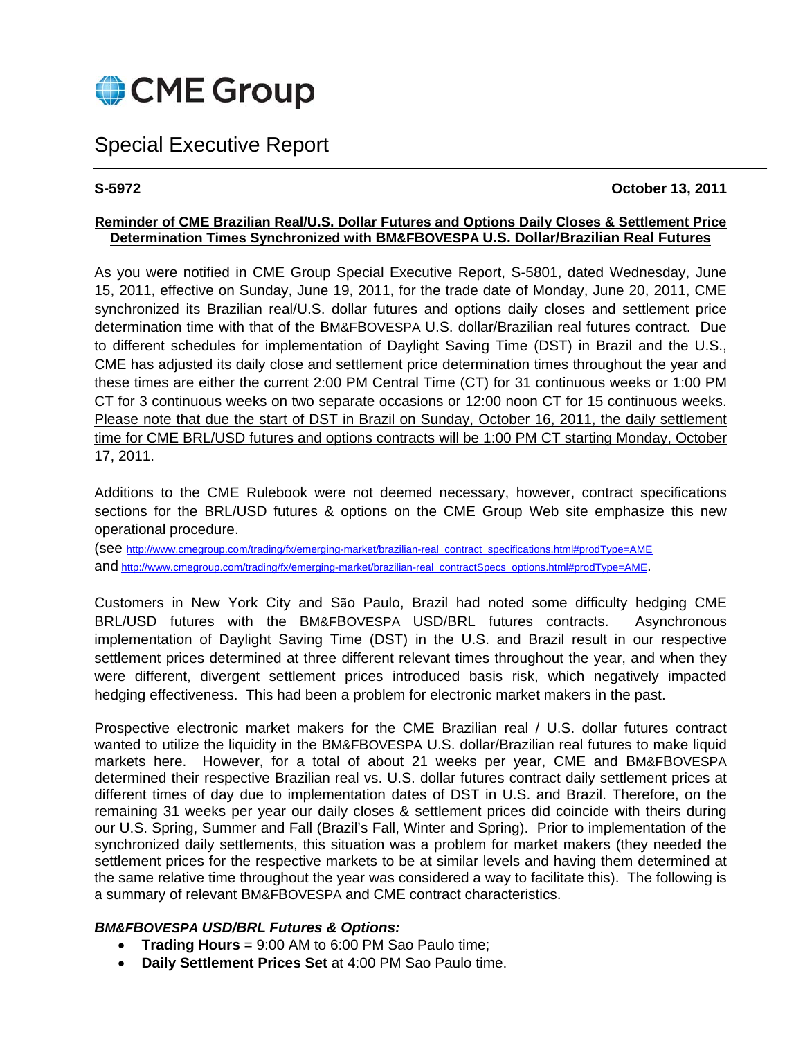CME Group

# Special Executive Report

**S-5972** **October 13, 2011**

**Reminder of CME Brazilian Real/U.S. Dollar Futures and Options Daily Closes & Settlement Price Determination Times Synchronized with BM&FBOVESPA U.S. Dollar/Brazilian Real Futures**

As you were notified in CME Group Special Executive Report, S-5801, dated Wednesday, June 15, 2011, effective on Sunday, June 19, 2011, for the trade date of Monday, June 20, 2011, CME synchronized its Brazilian real/U.S. dollar futures and options daily closes and settlement price determination time with that of the BM&FBOVESPA U.S. dollar/Brazilian real futures contract. Due to different schedules for implementation of Daylight Saving Time (DST) in Brazil and the U.S., CME has adjusted its daily close and settlement price determination times throughout the year and these times are either the current 2:00 PM Central Time (CT) for 31 continuous weeks or 1:00 PM CT for 3 continuous weeks on two separate occasions or 12:00 noon CT for 15 continuous weeks. Please note that due the start of DST in Brazil on Sunday, October 16, 2011, the daily settlement time for CME BRL/USD futures and options contracts will be 1:00 PM CT starting Monday, October 17, 2011.

Additions to the CME Rulebook were not deemed necessary, however, contract specifications sections for the BRL/USD futures & options on the CME Group Web site emphasize this new operational procedure.
(see http://www.cmegroup.com/trading/fx/emerging-market/brazilian-real_contract_specifications.html#prodType=AME and http://www.cmegroup.com/trading/fx/emerging-market/brazilian-real_contractSpecs_options.html#prodType=AME.

Customers in New York City and São Paulo, Brazil had noted some difficulty hedging CME BRL/USD futures with the BM&FBOVESPA USD/BRL futures contracts. Asynchronous implementation of Daylight Saving Time (DST) in the U.S. and Brazil result in our respective settlement prices determined at three different relevant times throughout the year, and when they were different, divergent settlement prices introduced basis risk, which negatively impacted hedging effectiveness. This had been a problem for electronic market makers in the past.

Prospective electronic market makers for the CME Brazilian real / U.S. dollar futures contract wanted to utilize the liquidity in the BM&FBOVESPA U.S. dollar/Brazilian real futures to make liquid markets here. However, for a total of about 21 weeks per year, CME and BM&FBOVESPA determined their respective Brazilian real vs. U.S. dollar futures contract daily settlement prices at different times of day due to implementation dates of DST in U.S. and Brazil. Therefore, on the remaining 31 weeks per year our daily closes & settlement prices did coincide with theirs during our U.S. Spring, Summer and Fall (Brazil's Fall, Winter and Spring). Prior to implementation of the synchronized daily settlements, this situation was a problem for market makers (they needed the settlement prices for the respective markets to be at similar levels and having them determined at the same relative time throughout the year was considered a way to facilitate this). The following is a summary of relevant BM&FBOVESPA and CME contract characteristics.

***BM&FBOVESPA USD/BRL Futures & Options:***

- **Trading Hours** = 9:00 AM to 6:00 PM Sao Paulo time;
- **Daily Settlement Prices Set** at 4:00 PM Sao Paulo time.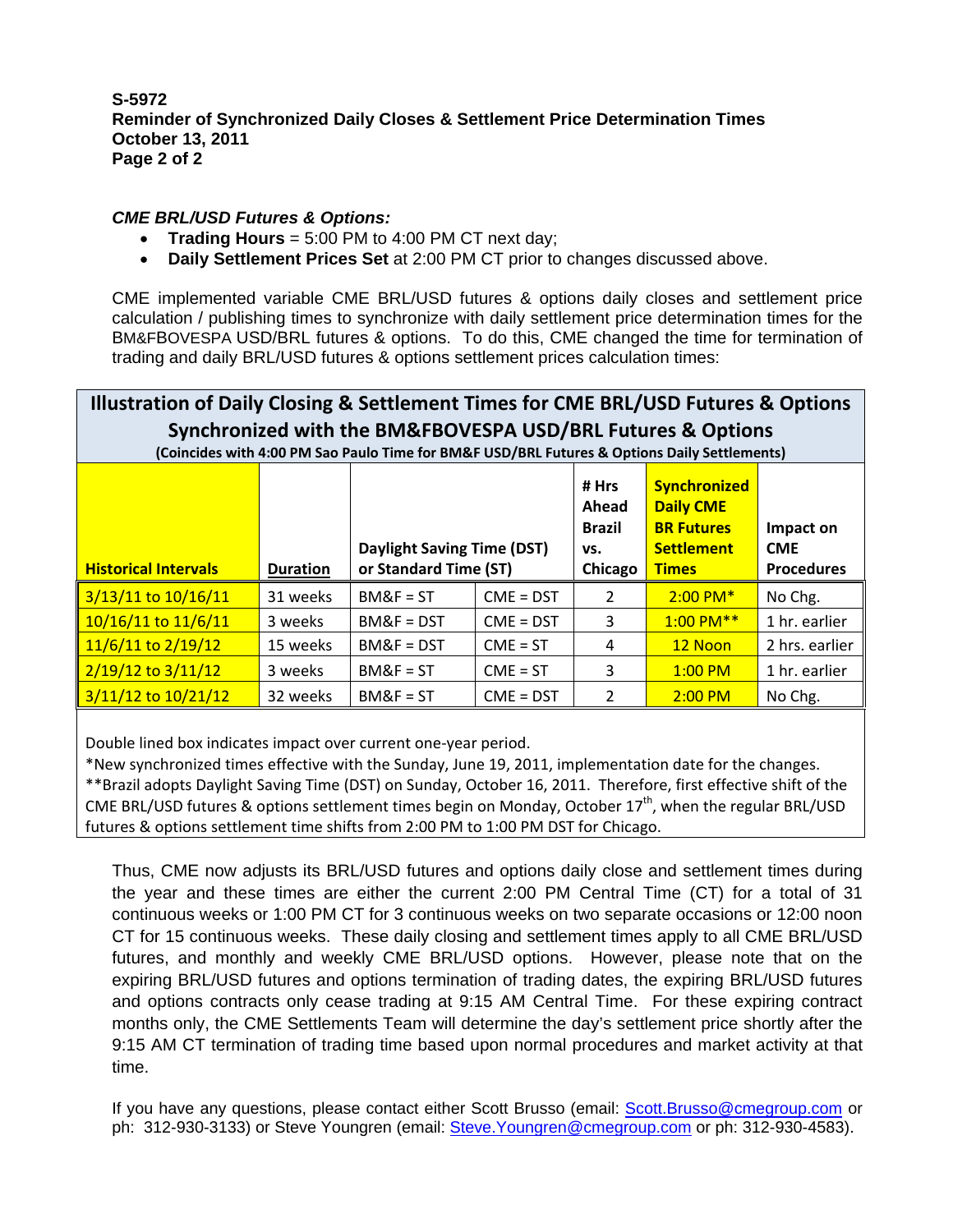**S-5972**
**Reminder of Synchronized Daily Closes & Settlement Price Determination Times**
**October 13, 2011**

***CME BRL/USD Futures & Options:***

- **Trading Hours** = 5:00 PM to 4:00 PM CT next day;
- **Daily Settlement Prices Set** at 2:00 PM CT prior to changes discussed above.

CME implemented variable CME BRL/USD futures & options daily closes and settlement price calculation / publishing times to synchronize with daily settlement price determination times for the BM&FBOVESPA USD/BRL futures & options. To do this, CME changed the time for termination of trading and daily BRL/USD futures & options settlement prices calculation times:

**Illustration of Daily Closing & Settlement Times for CME BRL/USD Futures & Options Synchronized with the BM&FBOVESPA USD/BRL Futures & Options**
**(Coincides with 4:00 PM Sao Paulo Time for BM&F USD/BRL Futures & Options Daily Settlements)**

| Historical Intervals | Duration | Daylight Saving Time (DST) or Standard Time (ST) | | # Hrs Ahead Brazil vs. Chicago | Synchronized Daily CME BR Futures Settlement Times | Impact on CME Procedures |
|---|---|---|---|---|---|---|
| 3/13/11 to 10/16/11 | 31 weeks | BM&F = ST | CME = DST | 2 | 2:00 PM* | No Chg. |
| 10/16/11 to 11/6/11 | 3 weeks | BM&F = DST | CME = DST | 3 | 1:00 PM** | 1 hr. earlier |
| 11/6/11 to 2/19/12 | 15 weeks | BM&F = DST | CME = ST | 4 | 12 Noon | 2 hrs. earlier |
| 2/19/12 to 3/11/12 | 3 weeks | BM&F = ST | CME = ST | 3 | 1:00 PM | 1 hr. earlier |
| 3/11/12 to 10/21/12 | 32 weeks | BM&F = ST | CME = DST | 2 | 2:00 PM | No Chg. |

Double lined box indicates impact over current one-year period.
*New synchronized times effective with the Sunday, June 19, 2011, implementation date for the changes.
**Brazil adopts Daylight Saving Time (DST) on Sunday, October 16, 2011. Therefore, first effective shift of the CME BRL/USD futures & options settlement times begin on Monday, October 17th, when the regular BRL/USD futures & options settlement time shifts from 2:00 PM to 1:00 PM DST for Chicago.

Thus, CME now adjusts its BRL/USD futures and options daily close and settlement times during the year and these times are either the current 2:00 PM Central Time (CT) for a total of 31 continuous weeks or 1:00 PM CT for 3 continuous weeks on two separate occasions or 12:00 noon CT for 15 continuous weeks. These daily closing and settlement times apply to all CME BRL/USD futures, and monthly and weekly CME BRL/USD options. However, please note that on the expiring BRL/USD futures and options termination of trading dates, the expiring BRL/USD futures and options contracts only cease trading at 9:15 AM Central Time. For these expiring contract months only, the CME Settlements Team will determine the day's settlement price shortly after the 9:15 AM CT termination of trading time based upon normal procedures and market activity at that time.

If you have any questions, please contact either Scott Brusso (email: Scott.Brusso@cmegroup.com or ph: 312-930-3133) or Steve Youngren (email: Steve.Youngren@cmegroup.com or ph: 312-930-4583).